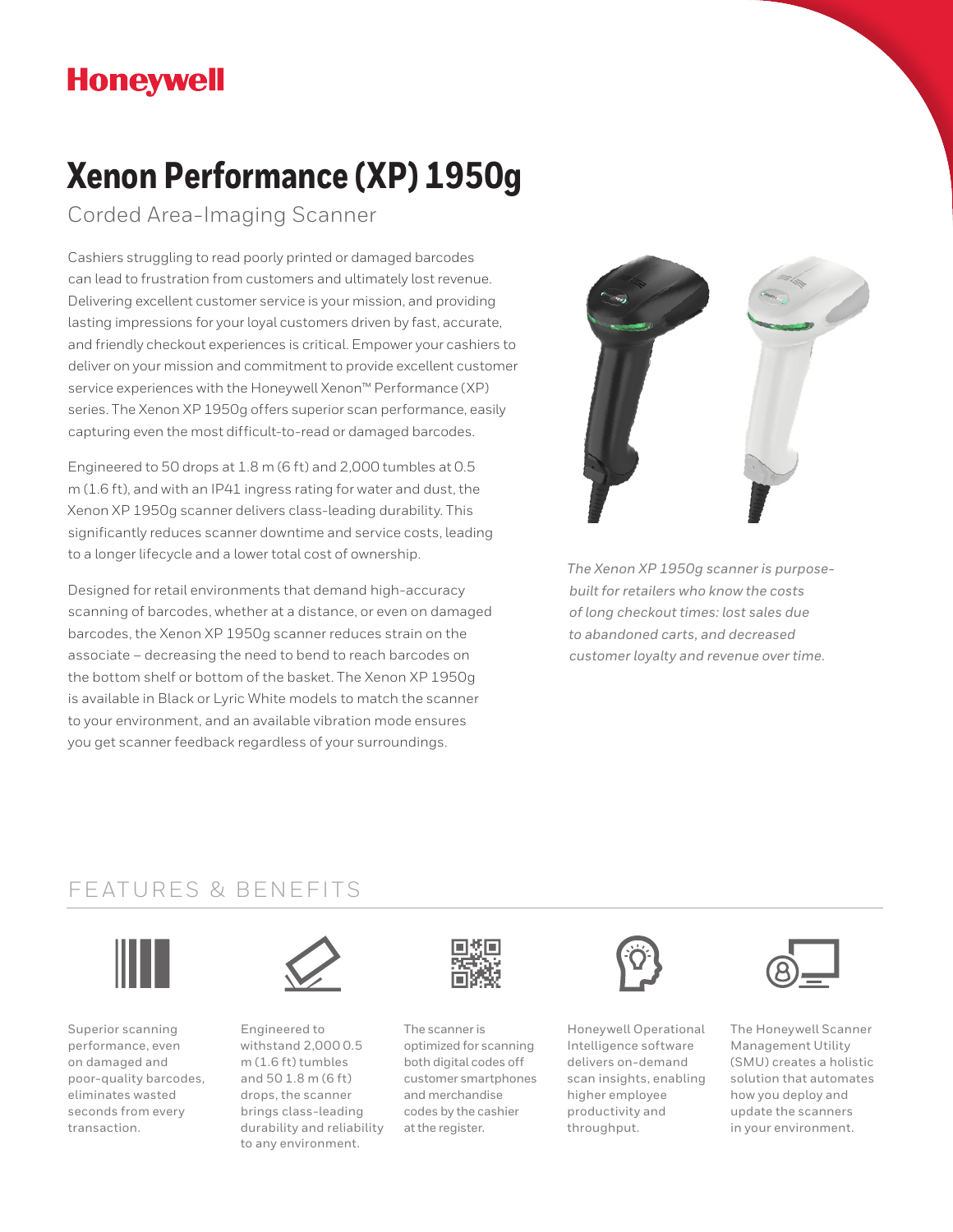Honeywell

# Xenon Performance (XP) 1950g

## Corded Area-Imaging Scanner

Cashiers struggling to read poorly printed or damaged barcodes can lead to frustration from customers and ultimately lost revenue. Delivering excellent customer service is your mission, and providing lasting impressions for your loyal customers driven by fast, accurate, and friendly checkout experiences is critical. Empower your cashiers to deliver on your mission and commitment to provide excellent customer service experiences with the Honeywell Xenon™ Performance (XP) series. The Xenon XP 1950g offers superior scan performance, easily capturing even the most difficult-to-read or damaged barcodes.

Engineered to 50 drops at 1.8 m (6 ft) and 2,000 tumbles at 0.5 m (1.6 ft), and with an IP41 ingress rating for water and dust, the Xenon XP 1950g scanner delivers class-leading durability. This significantly reduces scanner downtime and service costs, leading to a longer lifecycle and a lower total cost of ownership.

Designed for retail environments that demand high-accuracy scanning of barcodes, whether at a distance, or even on damaged barcodes, the Xenon XP 1950g scanner reduces strain on the associate – decreasing the need to bend to reach barcodes on the bottom shelf or bottom of the basket. The Xenon XP 1950g is available in Black or Lyric White models to match the scanner to your environment, and an available vibration mode ensures you get scanner feedback regardless of your surroundings.

*The Xenon XP 1950g scanner is purpose-built for retailers who know the costs of long checkout times: lost sales due to abandoned carts, and decreased customer loyalty and revenue over time.*

## FEATURES & BENEFITS

Superior scanning performance, even on damaged and poor-quality barcodes, eliminates wasted seconds from every transaction.

Engineered to withstand 2,000 0.5 m (1.6 ft) tumbles and 50 1.8 m (6 ft) drops, the scanner brings class-leading durability and reliability to any environment.

The scanner is optimized for scanning both digital codes off customer smartphones and merchandise codes by the cashier at the register.

Honeywell Operational Intelligence software delivers on-demand scan insights, enabling higher employee productivity and throughput.

The Honeywell Scanner Management Utility (SMU) creates a holistic solution that automates how you deploy and update the scanners in your environment.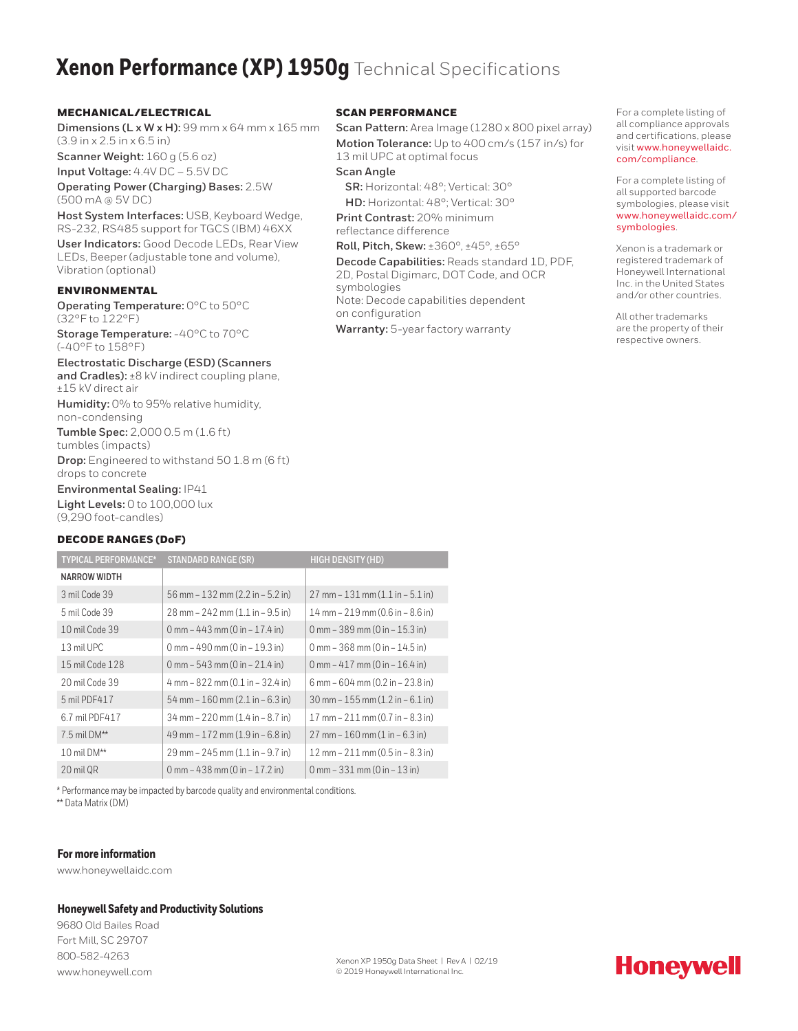# Xenon Performance (XP) 1950g Technical Specifications

### MECHANICAL/ELECTRICAL

**Dimensions (L x W x H):** 99 mm x 64 mm x 165 mm (3.9 in x 2.5 in x 6.5 in)

**Scanner Weight:** 160 g (5.6 oz)

**Input Voltage:** 4.4V DC – 5.5V DC

**Operating Power (Charging) Bases:** 2.5W (500 mA @ 5V DC)

**Host System Interfaces:** USB, Keyboard Wedge, RS-232, RS485 support for TGCS (IBM) 46XX

**User Indicators:** Good Decode LEDs, Rear View LEDs, Beeper (adjustable tone and volume), Vibration (optional)

### ENVIRONMENTAL

**Operating Temperature:** 0°C to 50°C (32°F to 122°F)

**Storage Temperature:** -40°C to 70°C (-40°F to 158°F)

**Electrostatic Discharge (ESD) (Scanners and Cradles):** ±8 kV indirect coupling plane, ±15 kV direct air

**Humidity:** 0% to 95% relative humidity, non-condensing

**Tumble Spec:** 2,000 0.5 m (1.6 ft) tumbles (impacts)

**Drop:** Engineered to withstand 50 1.8 m (6 ft) drops to concrete

**Environmental Sealing:** IP41

**Light Levels:** 0 to 100,000 lux (9,290 foot-candles)

### SCAN PERFORMANCE

**Scan Pattern:** Area Image (1280 x 800 pixel array)

**Motion Tolerance:** Up to 400 cm/s (157 in/s) for 13 mil UPC at optimal focus

**Scan Angle**

**SR:** Horizontal: 48°; Vertical: 30°

**HD:** Horizontal: 48°; Vertical: 30°

**Print Contrast:** 20% minimum reflectance difference

**Roll, Pitch, Skew:** ±360°, ±45°, ±65°

**Decode Capabilities:** Reads standard 1D, PDF, 2D, Postal Digimarc, DOT Code, and OCR symbologies
Note: Decode capabilities dependent on configuration

**Warranty:** 5-year factory warranty

### DECODE RANGES (DoF)

| TYPICAL PERFORMANCE* | STANDARD RANGE (SR) | HIGH DENSITY (HD) |
|---|---|---|
| NARROW WIDTH | | |
| 3 mil Code 39 | 56 mm – 132 mm (2.2 in – 5.2 in) | 27 mm – 131 mm (1.1 in – 5.1 in) |
| 5 mil Code 39 | 28 mm – 242 mm (1.1 in – 9.5 in) | 14 mm – 219 mm (0.6 in – 8.6 in) |
| 10 mil Code 39 | 0 mm – 443 mm (0 in – 17.4 in) | 0 mm – 389 mm (0 in – 15.3 in) |
| 13 mil UPC | 0 mm – 490 mm (0 in – 19.3 in) | 0 mm – 368 mm (0 in – 14.5 in) |
| 15 mil Code 128 | 0 mm – 543 mm (0 in – 21.4 in) | 0 mm – 417 mm (0 in – 16.4 in) |
| 20 mil Code 39 | 4 mm – 822 mm (0.1 in – 32.4 in) | 6 mm – 604 mm (0.2 in – 23.8 in) |
| 5 mil PDF417 | 54 mm – 160 mm (2.1 in – 6.3 in) | 30 mm – 155 mm (1.2 in – 6.1 in) |
| 6.7 mil PDF417 | 34 mm – 220 mm (1.4 in – 8.7 in) | 17 mm – 211 mm (0.7 in – 8.3 in) |
| 7.5 mil DM** | 49 mm – 172 mm (1.9 in – 6.8 in) | 27 mm – 160 mm (1 in – 6.3 in) |
| 10 mil DM** | 29 mm – 245 mm (1.1 in – 9.7 in) | 12 mm – 211 mm (0.5 in – 8.3 in) |
| 20 mil QR | 0 mm – 438 mm (0 in – 17.2 in) | 0 mm – 331 mm (0 in – 13 in) |

\* Performance may be impacted by barcode quality and environmental conditions.
** Data Matrix (DM)

For a complete listing of all compliance approvals and certifications, please visit www.honeywellaidc.com/compliance.

For a complete listing of all supported barcode symbologies, please visit www.honeywellaidc.com/symbologies.

Xenon is a trademark or registered trademark of Honeywell International Inc. in the United States and/or other countries.

All other trademarks are the property of their respective owners.

**For more information**

www.honeywellaidc.com

**Honeywell Safety and Productivity Solutions**

9680 Old Bailes Road
Fort Mill, SC 29707
800-582-4263
www.honeywell.com

Xenon XP 1950g Data Sheet | Rev A | 02/19
© 2019 Honeywell International Inc.

Honeywell